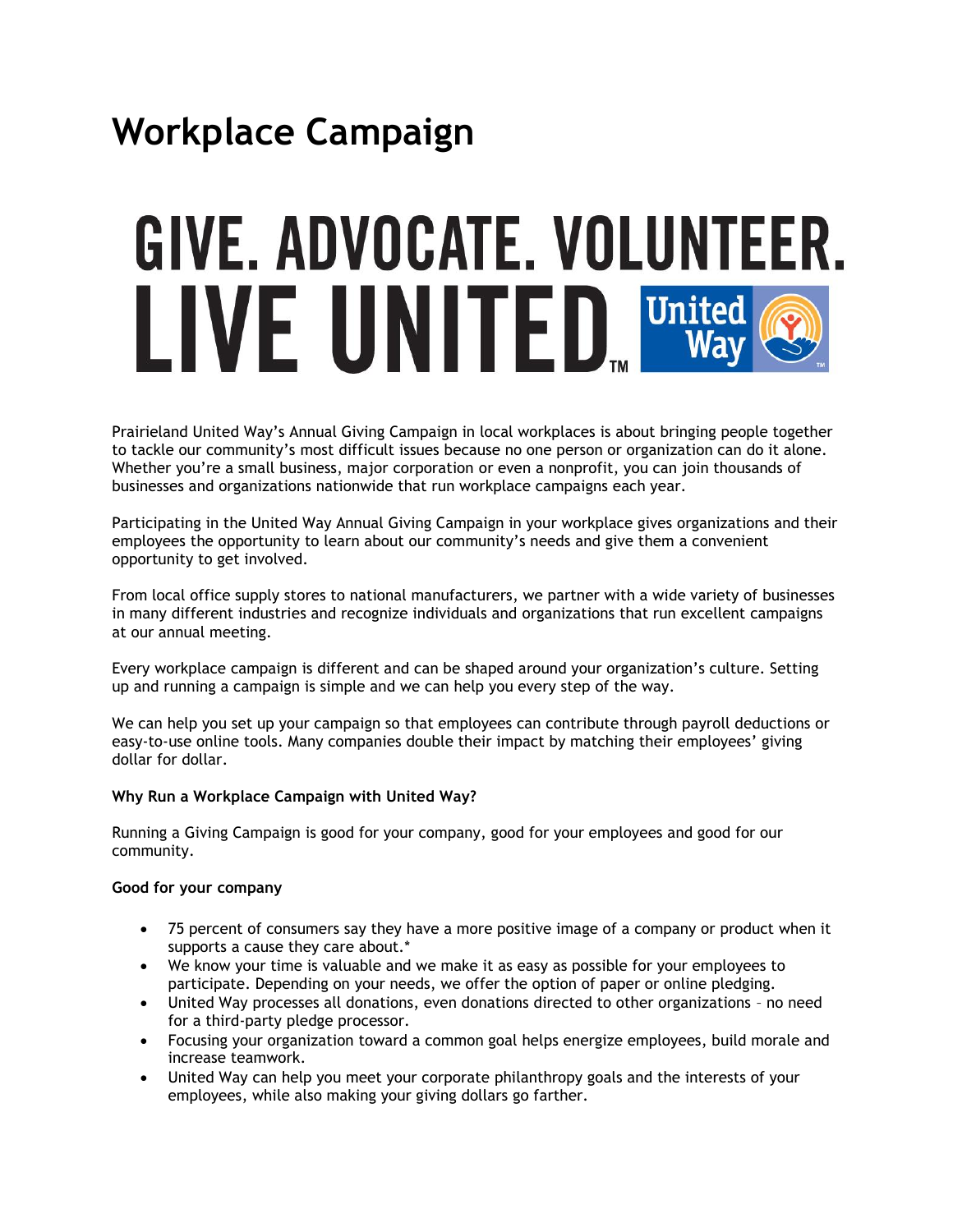# Workplace Campaign

GIVE. ADVOCATE. VOLUNTEER.
LIVE UNITED.™ United Way

Prairieland United Way's Annual Giving Campaign in local workplaces is about bringing people together to tackle our community's most difficult issues because no one person or organization can do it alone. Whether you're a small business, major corporation or even a nonprofit, you can join thousands of businesses and organizations nationwide that run workplace campaigns each year.

Participating in the United Way Annual Giving Campaign in your workplace gives organizations and their employees the opportunity to learn about our community's needs and give them a convenient opportunity to get involved.

From local office supply stores to national manufacturers, we partner with a wide variety of businesses in many different industries and recognize individuals and organizations that run excellent campaigns at our annual meeting.

Every workplace campaign is different and can be shaped around your organization's culture. Setting up and running a campaign is simple and we can help you every step of the way.

We can help you set up your campaign so that employees can contribute through payroll deductions or easy-to-use online tools. Many companies double their impact by matching their employees' giving dollar for dollar.

**Why Run a Workplace Campaign with United Way?**

Running a Giving Campaign is good for your company, good for your employees and good for our community.

**Good for your company**

- 75 percent of consumers say they have a more positive image of a company or product when it supports a cause they care about.*
- We know your time is valuable and we make it as easy as possible for your employees to participate. Depending on your needs, we offer the option of paper or online pledging.
- United Way processes all donations, even donations directed to other organizations – no need for a third-party pledge processor.
- Focusing your organization toward a common goal helps energize employees, build morale and increase teamwork.
- United Way can help you meet your corporate philanthropy goals and the interests of your employees, while also making your giving dollars go farther.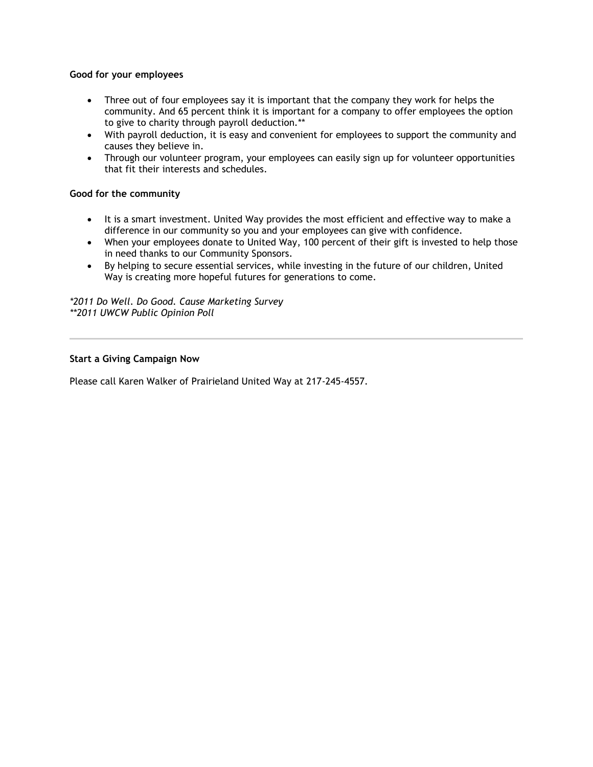**Good for your employees**

- Three out of four employees say it is important that the company they work for helps the community. And 65 percent think it is important for a company to offer employees the option to give to charity through payroll deduction.**
- With payroll deduction, it is easy and convenient for employees to support the community and causes they believe in.
- Through our volunteer program, your employees can easily sign up for volunteer opportunities that fit their interests and schedules.

**Good for the community**

- It is a smart investment. United Way provides the most efficient and effective way to make a difference in our community so you and your employees can give with confidence.
- When your employees donate to United Way, 100 percent of their gift is invested to help those in need thanks to our Community Sponsors.
- By helping to secure essential services, while investing in the future of our children, United Way is creating more hopeful futures for generations to come.

*\*2011 Do Well. Do Good. Cause Marketing Survey*
*\*\*2011 UWCW Public Opinion Poll*

---

**Start a Giving Campaign Now**

Please call Karen Walker of Prairieland United Way at 217-245-4557.